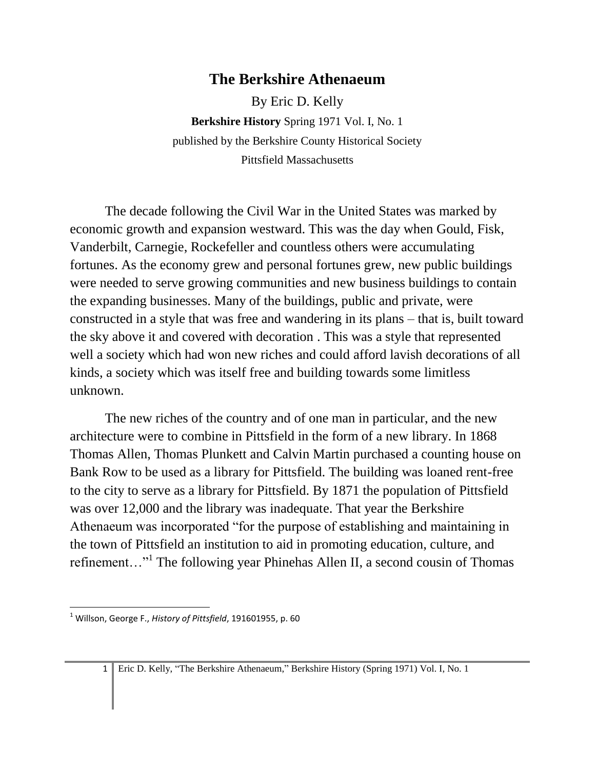# The Berkshire Athenaeum

By Eric D. Kelly

**Berkshire History** Spring 1971 Vol. I, No. 1

published by the Berkshire County Historical Society

Pittsfield Massachusetts

The decade following the Civil War in the United States was marked by economic growth and expansion westward. This was the day when Gould, Fisk, Vanderbilt, Carnegie, Rockefeller and countless others were accumulating fortunes. As the economy grew and personal fortunes grew, new public buildings were needed to serve growing communities and new business buildings to contain the expanding businesses. Many of the buildings, public and private, were constructed in a style that was free and wandering in its plans – that is, built toward the sky above it and covered with decoration . This was a style that represented well a society which had won new riches and could afford lavish decorations of all kinds, a society which was itself free and building towards some limitless unknown.

The new riches of the country and of one man in particular, and the new architecture were to combine in Pittsfield in the form of a new library. In 1868 Thomas Allen, Thomas Plunkett and Calvin Martin purchased a counting house on Bank Row to be used as a library for Pittsfield. The building was loaned rent-free to the city to serve as a library for Pittsfield. By 1871 the population of Pittsfield was over 12,000 and the library was inadequate. That year the Berkshire Athenaeum was incorporated "for the purpose of establishing and maintaining in the town of Pittsfield an institution to aid in promoting education, culture, and refinement…"[1] The following year Phinehas Allen II, a second cousin of Thomas

[1] Willson, George F., *History of Pittsfield*, 191601955, p. 60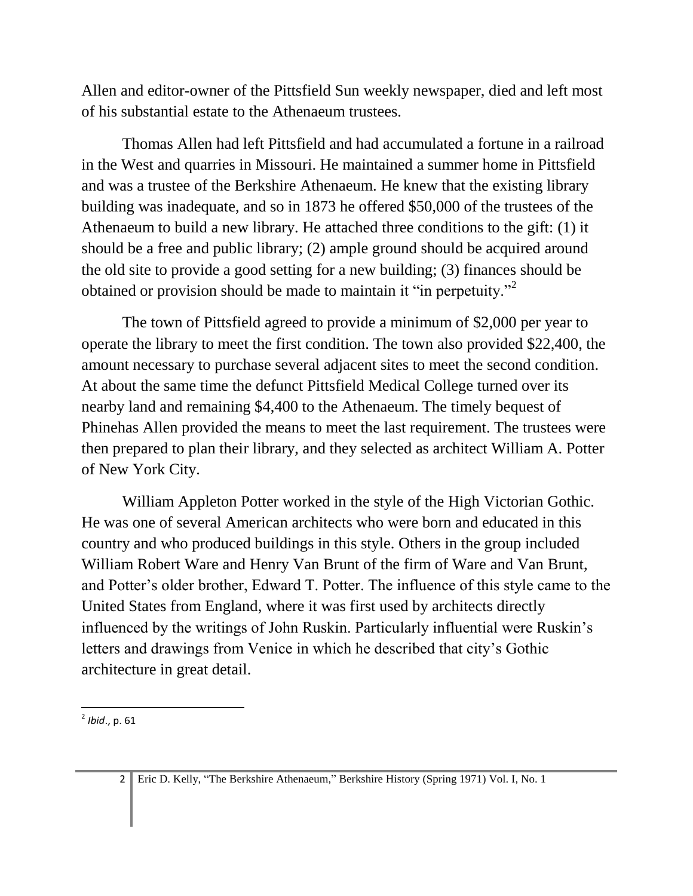Allen and editor-owner of the Pittsfield Sun weekly newspaper, died and left most of his substantial estate to the Athenaeum trustees.

Thomas Allen had left Pittsfield and had accumulated a fortune in a railroad in the West and quarries in Missouri. He maintained a summer home in Pittsfield and was a trustee of the Berkshire Athenaeum. He knew that the existing library building was inadequate, and so in 1873 he offered $50,000 of the trustees of the Athenaeum to build a new library. He attached three conditions to the gift: (1) it should be a free and public library; (2) ample ground should be acquired around the old site to provide a good setting for a new building; (3) finances should be obtained or provision should be made to maintain it "in perpetuity."[2]

The town of Pittsfield agreed to provide a minimum of $2,000 per year to operate the library to meet the first condition. The town also provided $22,400, the amount necessary to purchase several adjacent sites to meet the second condition. At about the same time the defunct Pittsfield Medical College turned over its nearby land and remaining $4,400 to the Athenaeum. The timely bequest of Phinehas Allen provided the means to meet the last requirement. The trustees were then prepared to plan their library, and they selected as architect William A. Potter of New York City.

William Appleton Potter worked in the style of the High Victorian Gothic. He was one of several American architects who were born and educated in this country and who produced buildings in this style. Others in the group included William Robert Ware and Henry Van Brunt of the firm of Ware and Van Brunt, and Potter's older brother, Edward T. Potter. The influence of this style came to the United States from England, where it was first used by architects directly influenced by the writings of John Ruskin. Particularly influential were Ruskin's letters and drawings from Venice in which he described that city's Gothic architecture in great detail.

---

[2] *Ibid*., p. 61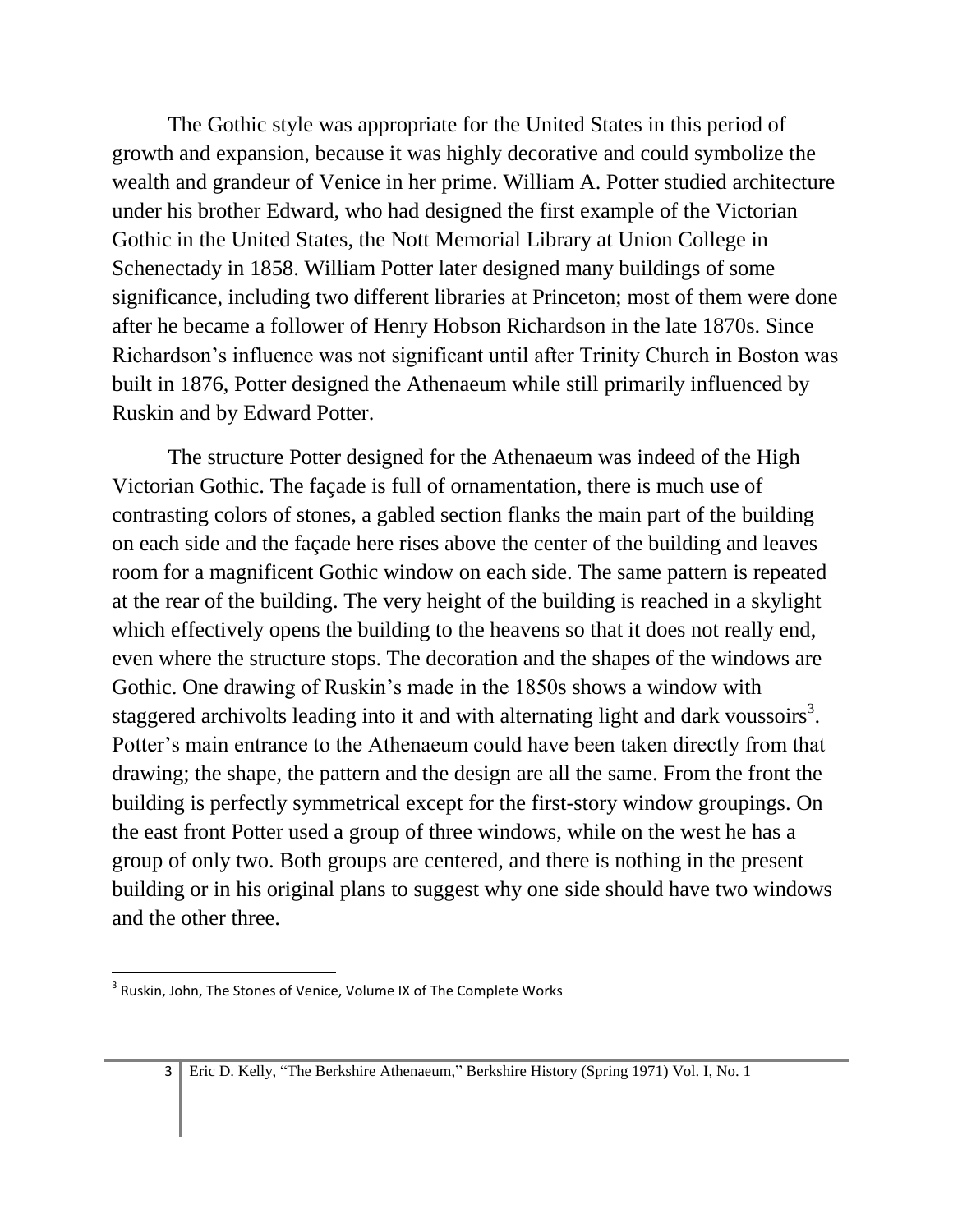The Gothic style was appropriate for the United States in this period of growth and expansion, because it was highly decorative and could symbolize the wealth and grandeur of Venice in her prime. William A. Potter studied architecture under his brother Edward, who had designed the first example of the Victorian Gothic in the United States, the Nott Memorial Library at Union College in Schenectady in 1858. William Potter later designed many buildings of some significance, including two different libraries at Princeton; most of them were done after he became a follower of Henry Hobson Richardson in the late 1870s. Since Richardson's influence was not significant until after Trinity Church in Boston was built in 1876, Potter designed the Athenaeum while still primarily influenced by Ruskin and by Edward Potter.

The structure Potter designed for the Athenaeum was indeed of the High Victorian Gothic. The façade is full of ornamentation, there is much use of contrasting colors of stones, a gabled section flanks the main part of the building on each side and the façade here rises above the center of the building and leaves room for a magnificent Gothic window on each side. The same pattern is repeated at the rear of the building. The very height of the building is reached in a skylight which effectively opens the building to the heavens so that it does not really end, even where the structure stops. The decoration and the shapes of the windows are Gothic. One drawing of Ruskin's made in the 1850s shows a window with staggered archivolts leading into it and with alternating light and dark voussoirs[3]. Potter's main entrance to the Athenaeum could have been taken directly from that drawing; the shape, the pattern and the design are all the same. From the front the building is perfectly symmetrical except for the first-story window groupings. On the east front Potter used a group of three windows, while on the west he has a group of only two. Both groups are centered, and there is nothing in the present building or in his original plans to suggest why one side should have two windows and the other three.

[3] Ruskin, John, The Stones of Venice, Volume IX of The Complete Works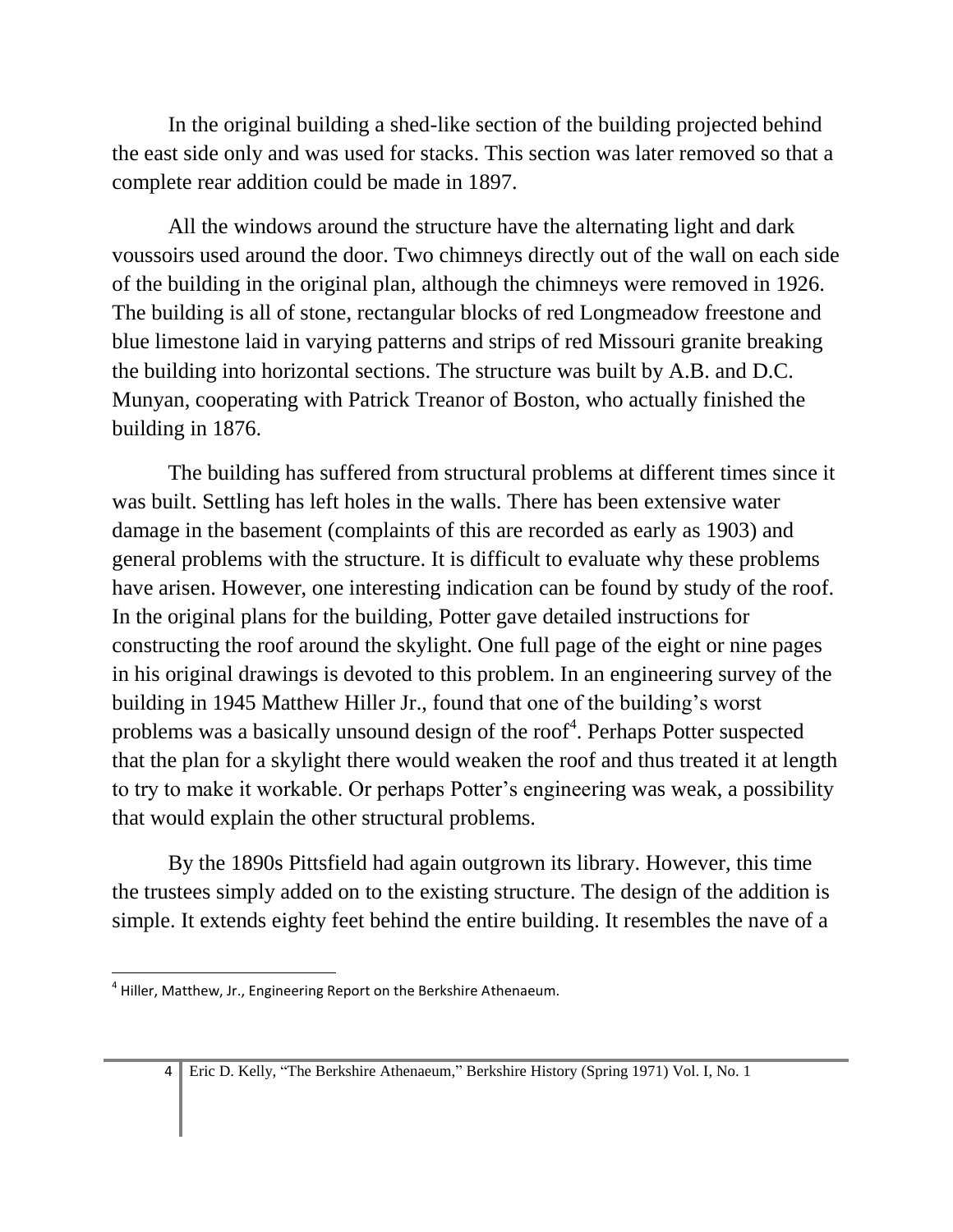In the original building a shed-like section of the building projected behind the east side only and was used for stacks. This section was later removed so that a complete rear addition could be made in 1897.

All the windows around the structure have the alternating light and dark voussoirs used around the door. Two chimneys directly out of the wall on each side of the building in the original plan, although the chimneys were removed in 1926. The building is all of stone, rectangular blocks of red Longmeadow freestone and blue limestone laid in varying patterns and strips of red Missouri granite breaking the building into horizontal sections. The structure was built by A.B. and D.C. Munyan, cooperating with Patrick Treanor of Boston, who actually finished the building in 1876.

The building has suffered from structural problems at different times since it was built. Settling has left holes in the walls. There has been extensive water damage in the basement (complaints of this are recorded as early as 1903) and general problems with the structure. It is difficult to evaluate why these problems have arisen. However, one interesting indication can be found by study of the roof. In the original plans for the building, Potter gave detailed instructions for constructing the roof around the skylight. One full page of the eight or nine pages in his original drawings is devoted to this problem. In an engineering survey of the building in 1945 Matthew Hiller Jr., found that one of the building's worst problems was a basically unsound design of the roof[4]. Perhaps Potter suspected that the plan for a skylight there would weaken the roof and thus treated it at length to try to make it workable. Or perhaps Potter's engineering was weak, a possibility that would explain the other structural problems.

By the 1890s Pittsfield had again outgrown its library. However, this time the trustees simply added on to the existing structure. The design of the addition is simple. It extends eighty feet behind the entire building. It resembles the nave of a

[4] Hiller, Matthew, Jr., Engineering Report on the Berkshire Athenaeum.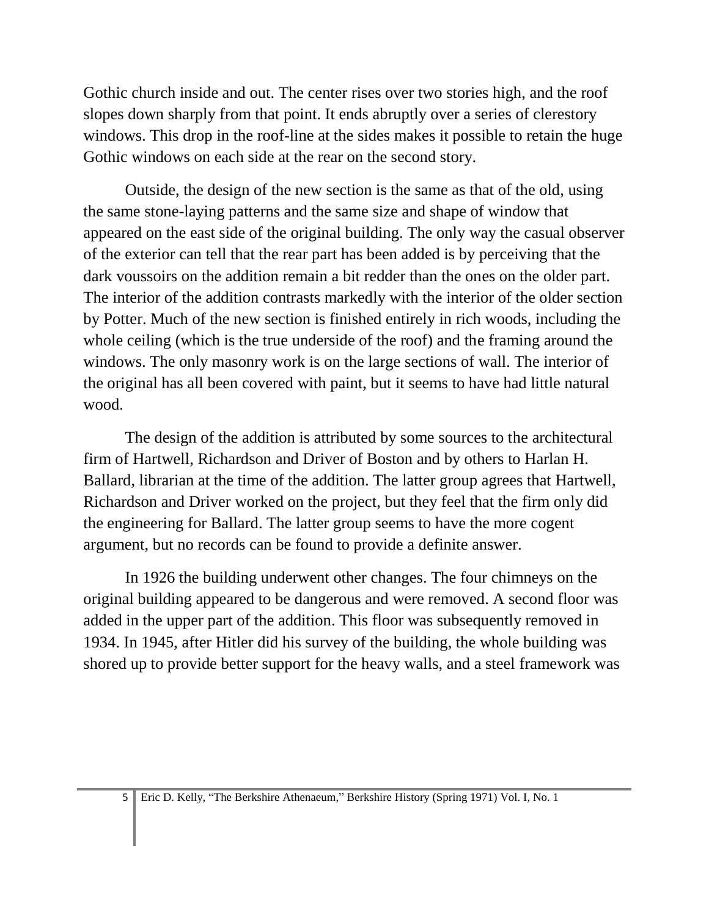Gothic church inside and out. The center rises over two stories high, and the roof slopes down sharply from that point. It ends abruptly over a series of clerestory windows. This drop in the roof-line at the sides makes it possible to retain the huge Gothic windows on each side at the rear on the second story.

Outside, the design of the new section is the same as that of the old, using the same stone-laying patterns and the same size and shape of window that appeared on the east side of the original building. The only way the casual observer of the exterior can tell that the rear part has been added is by perceiving that the dark voussoirs on the addition remain a bit redder than the ones on the older part. The interior of the addition contrasts markedly with the interior of the older section by Potter. Much of the new section is finished entirely in rich woods, including the whole ceiling (which is the true underside of the roof) and the framing around the windows. The only masonry work is on the large sections of wall. The interior of the original has all been covered with paint, but it seems to have had little natural wood.

The design of the addition is attributed by some sources to the architectural firm of Hartwell, Richardson and Driver of Boston and by others to Harlan H. Ballard, librarian at the time of the addition. The latter group agrees that Hartwell, Richardson and Driver worked on the project, but they feel that the firm only did the engineering for Ballard. The latter group seems to have the more cogent argument, but no records can be found to provide a definite answer.

In 1926 the building underwent other changes. The four chimneys on the original building appeared to be dangerous and were removed. A second floor was added in the upper part of the addition. This floor was subsequently removed in 1934. In 1945, after Hitler did his survey of the building, the whole building was shored up to provide better support for the heavy walls, and a steel framework was

[5] Eric D. Kelly, "The Berkshire Athenaeum," Berkshire History (Spring 1971) Vol. I, No. 1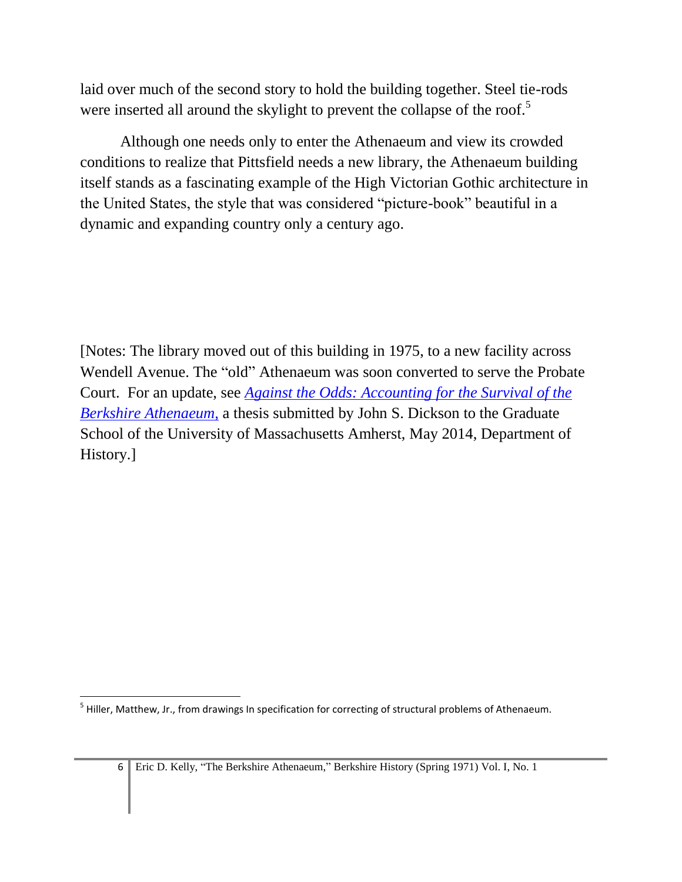laid over much of the second story to hold the building together. Steel tie-rods were inserted all around the skylight to prevent the collapse of the roof.[5]

Although one needs only to enter the Athenaeum and view its crowded conditions to realize that Pittsfield needs a new library, the Athenaeum building itself stands as a fascinating example of the High Victorian Gothic architecture in the United States, the style that was considered "picture-book" beautiful in a dynamic and expanding country only a century ago.

[Notes: The library moved out of this building in 1975, to a new facility across Wendell Avenue. The "old" Athenaeum was soon converted to serve the Probate Court. For an update, see *Against the Odds: Accounting for the Survival of the Berkshire Athenaeum,* a thesis submitted by John S. Dickson to the Graduate School of the University of Massachusetts Amherst, May 2014, Department of History.]

---

[5] Hiller, Matthew, Jr., from drawings In specification for correcting of structural problems of Athenaeum.